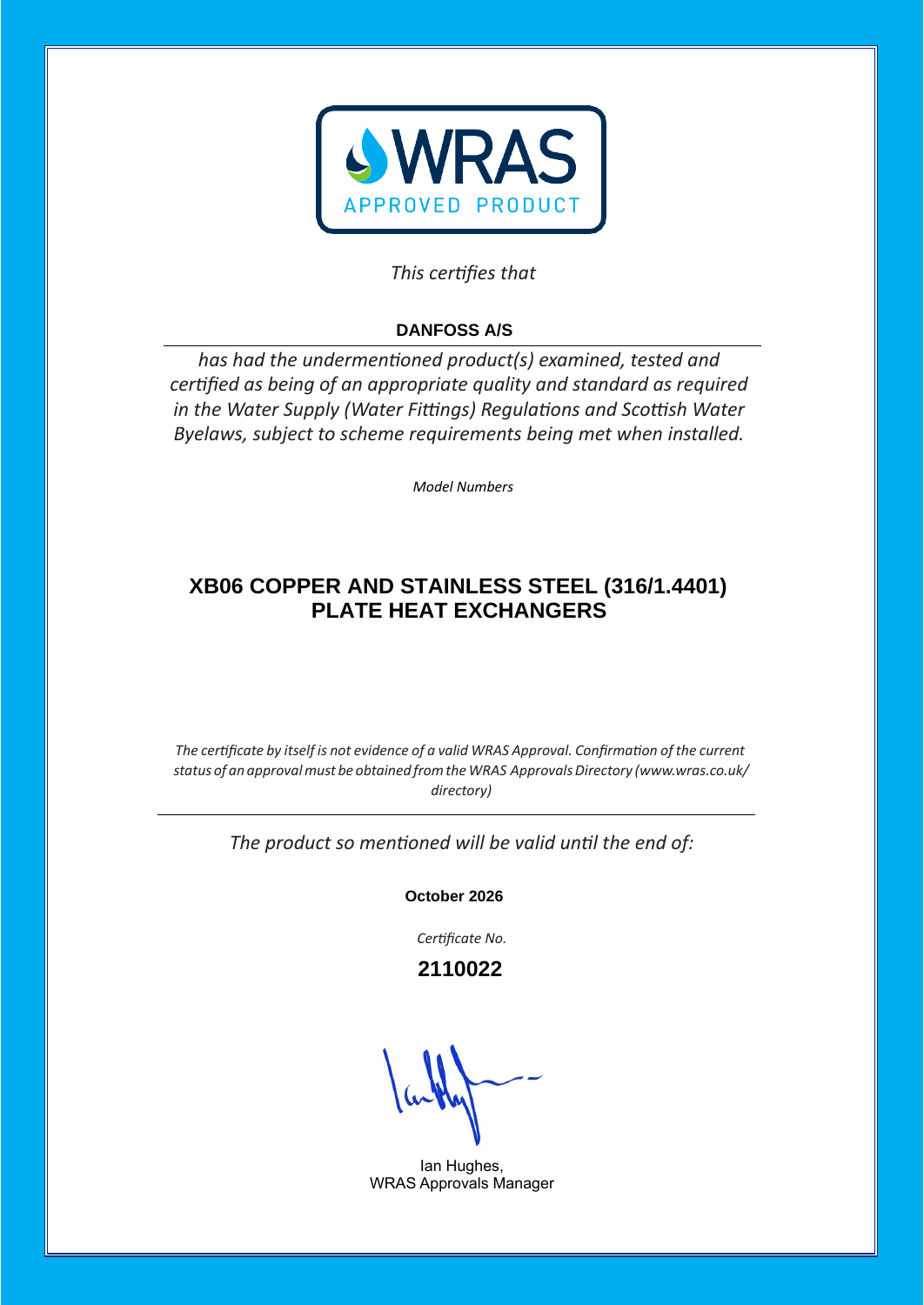**WRAS**
APPROVED PRODUCT

*This certifies that*

**DANFOSS A/S**

*has had the undermentioned product(s) examined, tested and certified as being of an appropriate quality and standard as required in the Water Supply (Water Fittings) Regulations and Scottish Water Byelaws, subject to scheme requirements being met when installed.*

*Model Numbers*

## XB06 COPPER AND STAINLESS STEEL (316/1.4401) PLATE HEAT EXCHANGERS

*The certificate by itself is not evidence of a valid WRAS Approval. Confirmation of the current status of an approval must be obtained from the WRAS Approvals Directory (www.wras.co.uk/directory)*

---

*The product so mentioned will be valid until the end of:*

**October 2026**

*Certificate No.*

**2110022**

Ian Hughes,
WRAS Approvals Manager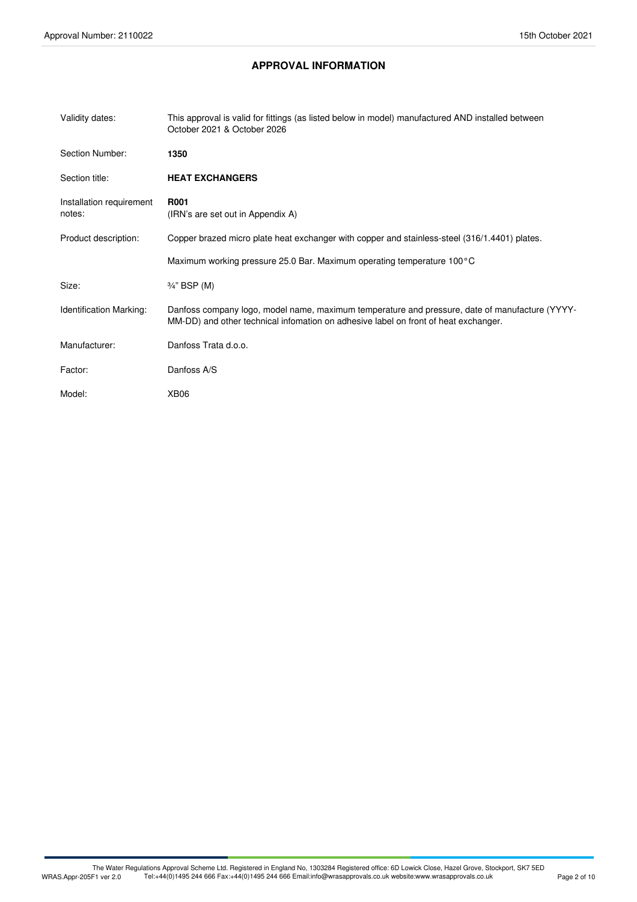## APPROVAL INFORMATION

| | |
|---|---|
| Validity dates: | This approval is valid for fittings (as listed below in model) manufactured AND installed between October 2021 & October 2026 |
| Section Number: | **1350** |
| Section title: | **HEAT EXCHANGERS** |
| Installation requirement notes: | **R001** (IRN's are set out in Appendix A) |
| Product description: | Copper brazed micro plate heat exchanger with copper and stainless-steel (316/1.4401) plates. Maximum working pressure 25.0 Bar. Maximum operating temperature 100°C |
| Size: | ¾" BSP (M) |
| Identification Marking: | Danfoss company logo, model name, maximum temperature and pressure, date of manufacture (YYYY-MM-DD) and other technical infomation on adhesive label on front of heat exchanger. |
| Manufacturer: | Danfoss Trata d.o.o. |
| Factor: | Danfoss A/S |
| Model: | XB06 |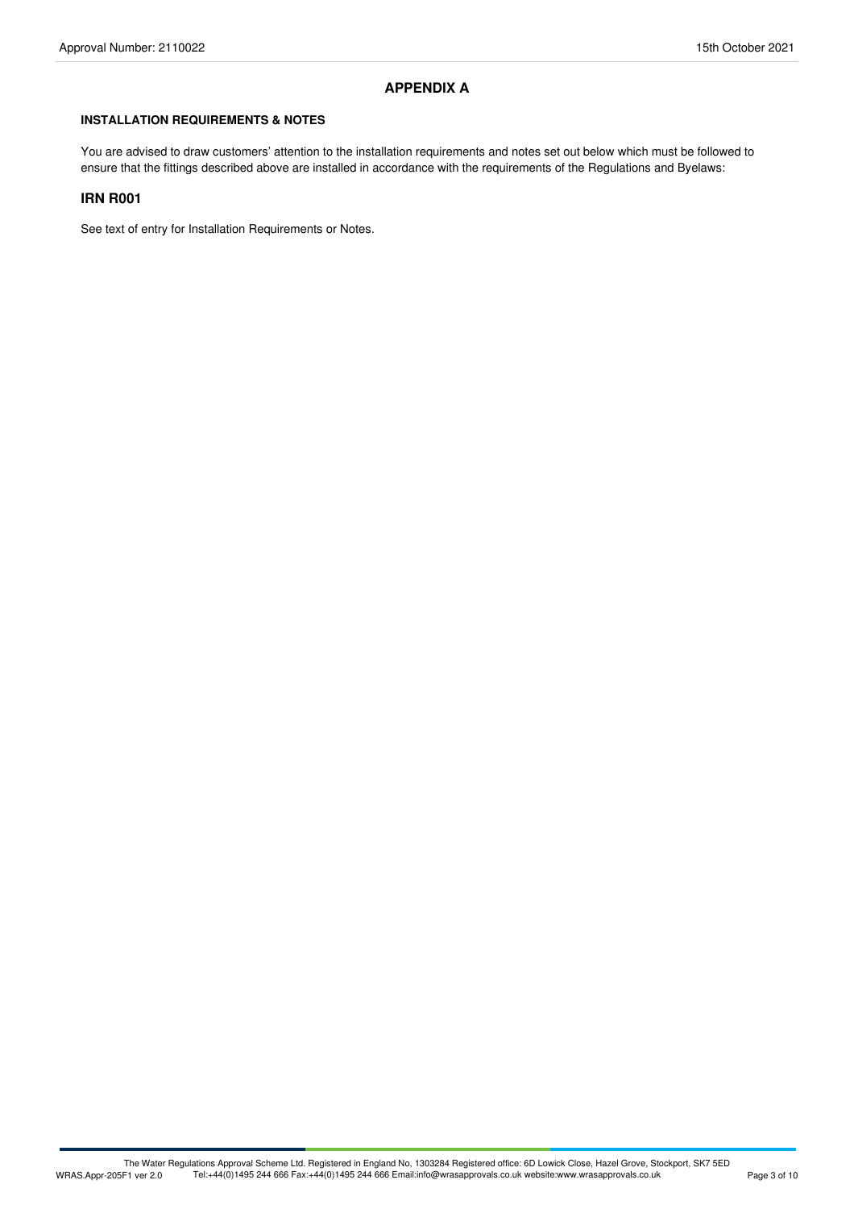## APPENDIX A

**INSTALLATION REQUIREMENTS & NOTES**

You are advised to draw customers' attention to the installation requirements and notes set out below which must be followed to ensure that the fittings described above are installed in accordance with the requirements of the Regulations and Byelaws:

### IRN R001

See text of entry for Installation Requirements or Notes.